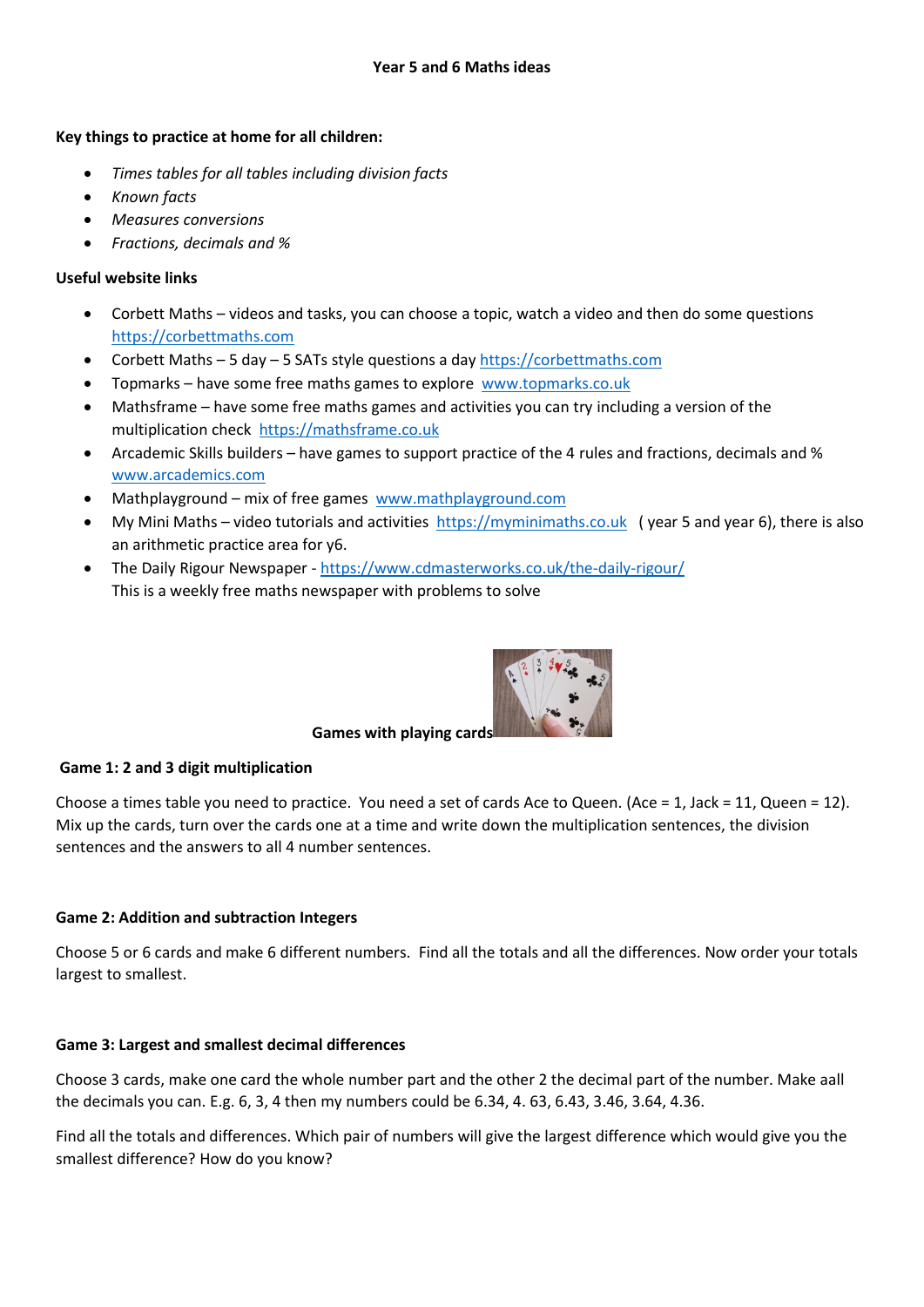# Year 5 and 6 Maths ideas

**Key things to practice at home for all children:**

- *Times tables for all tables including division facts*
- *Known facts*
- *Measures conversions*
- *Fractions, decimals and %*

**Useful website links**

- Corbett Maths – videos and tasks, you can choose a topic, watch a video and then do some questions https://corbettmaths.com
- Corbett Maths – 5 day – 5 SATs style questions a day https://corbettmaths.com
- Topmarks – have some free maths games to explore www.topmarks.co.uk
- Mathsframe – have some free maths games and activities you can try including a version of the multiplication check https://mathsframe.co.uk
- Arcademic Skills builders – have games to support practice of the 4 rules and fractions, decimals and % www.arcademics.com
- Mathplayground – mix of free games www.mathplayground.com
- My Mini Maths – video tutorials and activities https://myminimaths.co.uk ( year 5 and year 6), there is also an arithmetic practice area for y6.
- The Daily Rigour Newspaper - https://www.cdmasterworks.co.uk/the-daily-rigour/
  This is a weekly free maths newspaper with problems to solve

**Games with playing cards**

**Game 1: 2 and 3 digit multiplication**

Choose a times table you need to practice. You need a set of cards Ace to Queen. (Ace = 1, Jack = 11, Queen = 12). Mix up the cards, turn over the cards one at a time and write down the multiplication sentences, the division sentences and the answers to all 4 number sentences.

**Game 2: Addition and subtraction Integers**

Choose 5 or 6 cards and make 6 different numbers. Find all the totals and all the differences. Now order your totals largest to smallest.

**Game 3: Largest and smallest decimal differences**

Choose 3 cards, make one card the whole number part and the other 2 the decimal part of the number. Make aall the decimals you can. E.g. 6, 3, 4 then my numbers could be 6.34, 4. 63, 6.43, 3.46, 3.64, 4.36.

Find all the totals and differences. Which pair of numbers will give the largest difference which would give you the smallest difference? How do you know?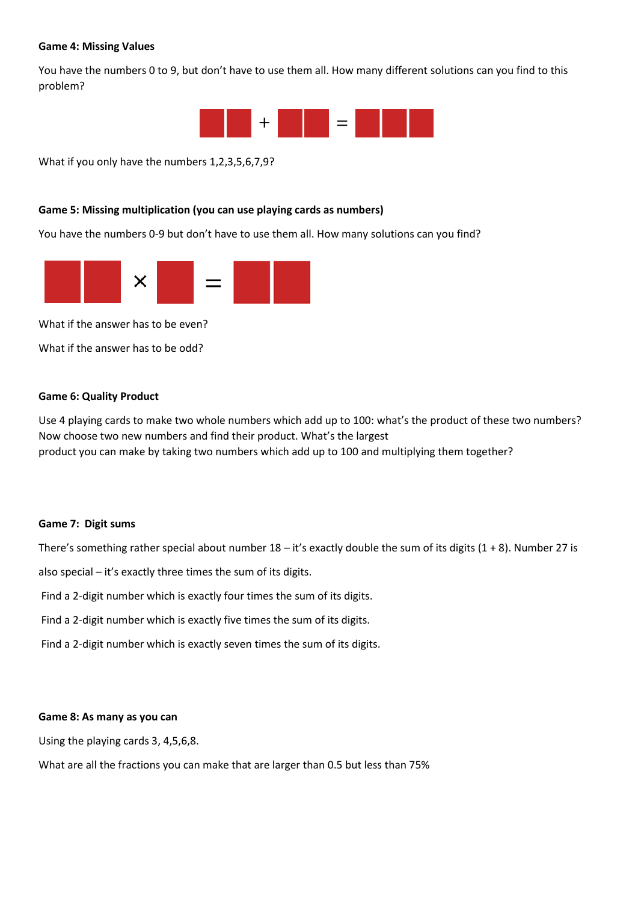**Game 4: Missing Values**

You have the numbers 0 to 9, but don't have to use them all. How many different solutions can you find to this problem?

$$\square\square + \square\square = \square\square\square$$

What if you only have the numbers 1,2,3,5,6,7,9?

**Game 5: Missing multiplication (you can use playing cards as numbers)**

You have the numbers 0-9 but don't have to use them all. How many solutions can you find?

$$\square\square \times \square = \square\square$$

What if the answer has to be even?

What if the answer has to be odd?

**Game 6: Quality Product**

Use 4 playing cards to make two whole numbers which add up to 100: what's the product of these two numbers? Now choose two new numbers and find their product. What's the largest product you can make by taking two numbers which add up to 100 and multiplying them together?

**Game 7: Digit sums**

There's something rather special about number 18 – it's exactly double the sum of its digits (1 + 8). Number 27 is also special – it's exactly three times the sum of its digits.

Find a 2-digit number which is exactly four times the sum of its digits.

Find a 2-digit number which is exactly five times the sum of its digits.

Find a 2-digit number which is exactly seven times the sum of its digits.

**Game 8: As many as you can**

Using the playing cards 3, 4,5,6,8.

What are all the fractions you can make that are larger than 0.5 but less than 75%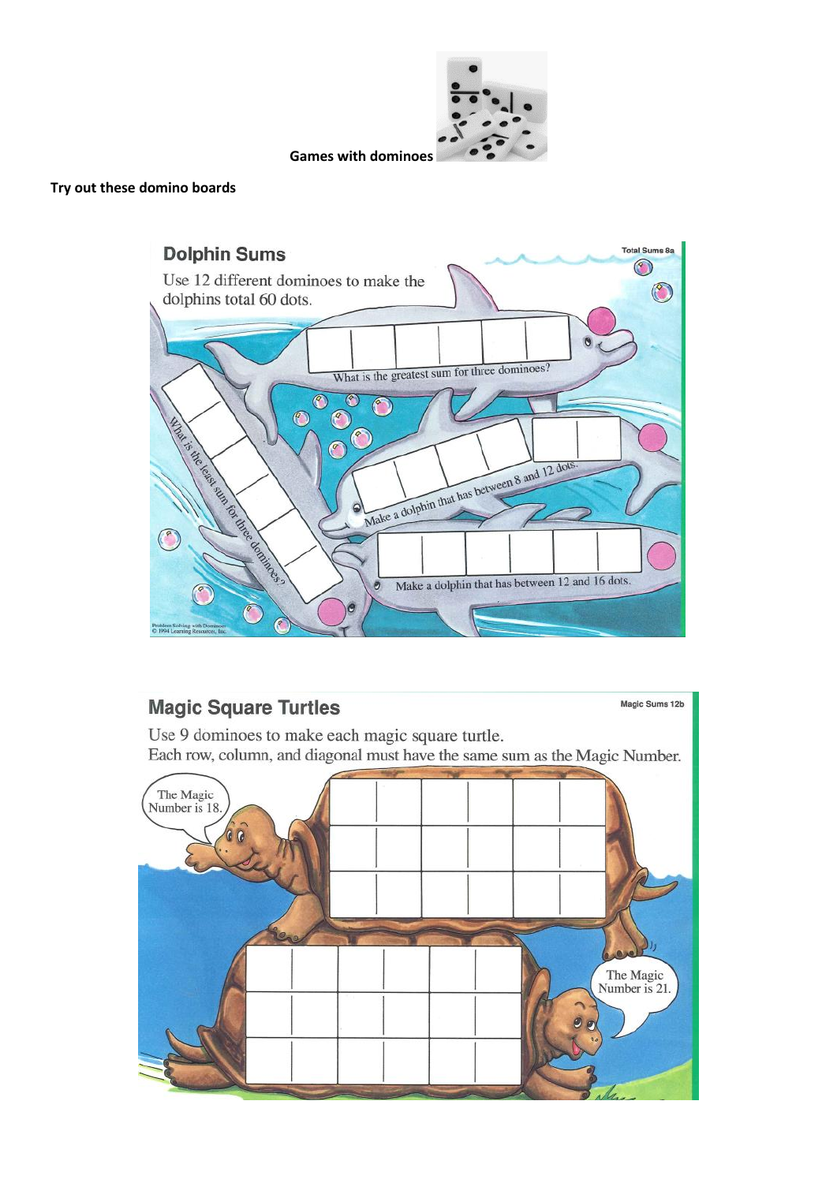**Games with dominoes**

**Try out these domino boards**

## Dolphin Sums

Total Sums 8a

Use 12 different dominoes to make the dolphins total 60 dots.

What is the greatest sum for three dominoes?

Make a dolphin that has between 8 and 12 dots.

What is the least sum for three dominoes?

Make a dolphin that has between 12 and 16 dots.

Problem Solving with Dominoes
© 1994 Learning Resources, Inc.

## Magic Square Turtles

Magic Sums 12b

Use 9 dominoes to make each magic square turtle.
Each row, column, and diagonal must have the same sum as the Magic Number.

The Magic Number is 18.

The Magic Number is 21.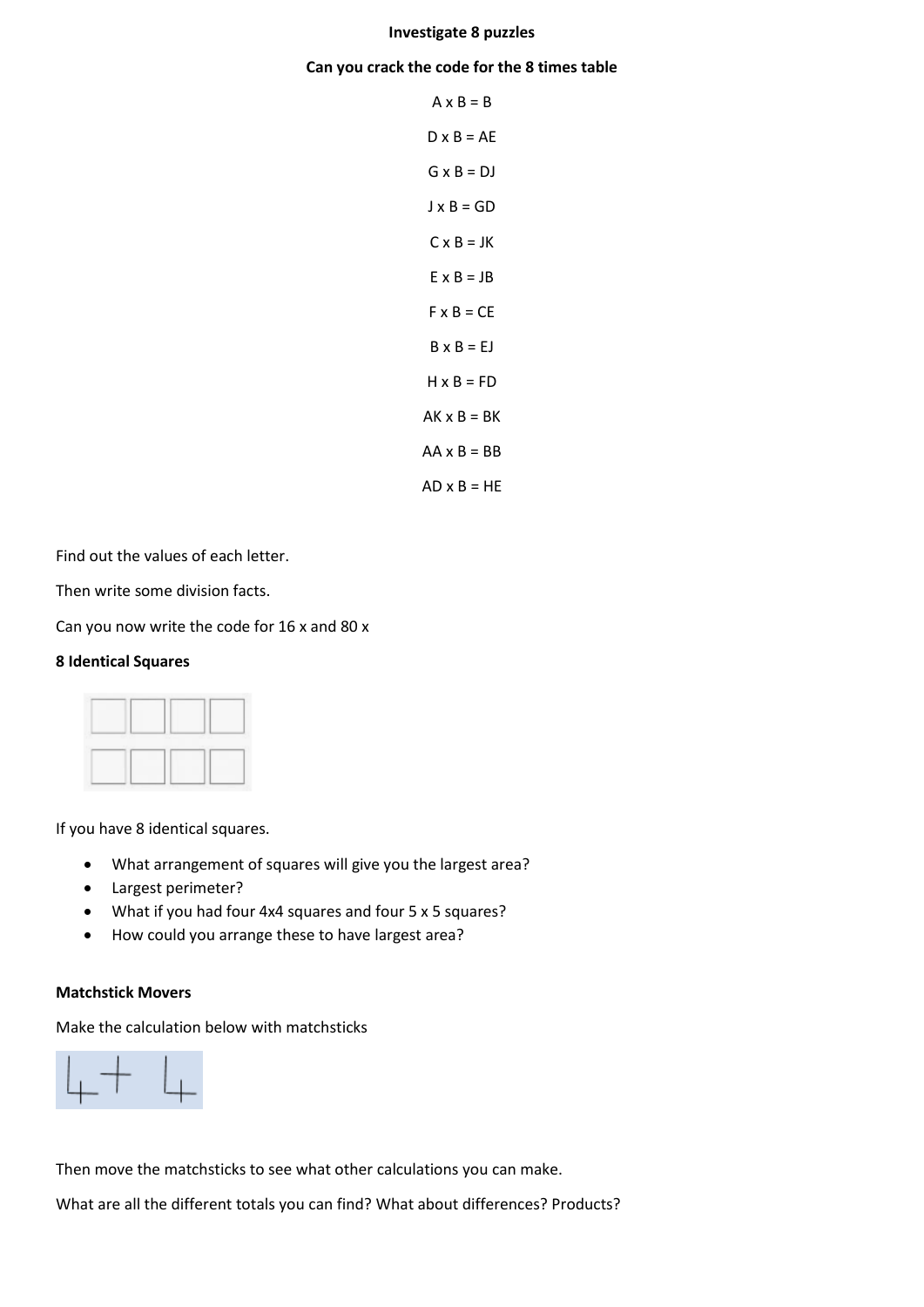**Investigate 8 puzzles**

**Can you crack the code for the 8 times table**

A x B = B

D x B = AE

G x B = DJ

J x B = GD

C x B = JK

E x B = JB

F x B = CE

B x B = EJ

H x B = FD

AK x B = BK

AA x B = BB

AD x B = HE

Find out the values of each letter.

Then write some division facts.

Can you now write the code for 16 x and 80 x

**8 Identical Squares**

If you have 8 identical squares.

- What arrangement of squares will give you the largest area?
- Largest perimeter?
- What if you had four 4x4 squares and four 5 x 5 squares?
- How could you arrange these to have largest area?

**Matchstick Movers**

Make the calculation below with matchsticks

4+ 4

Then move the matchsticks to see what other calculations you can make.

What are all the different totals you can find? What about differences? Products?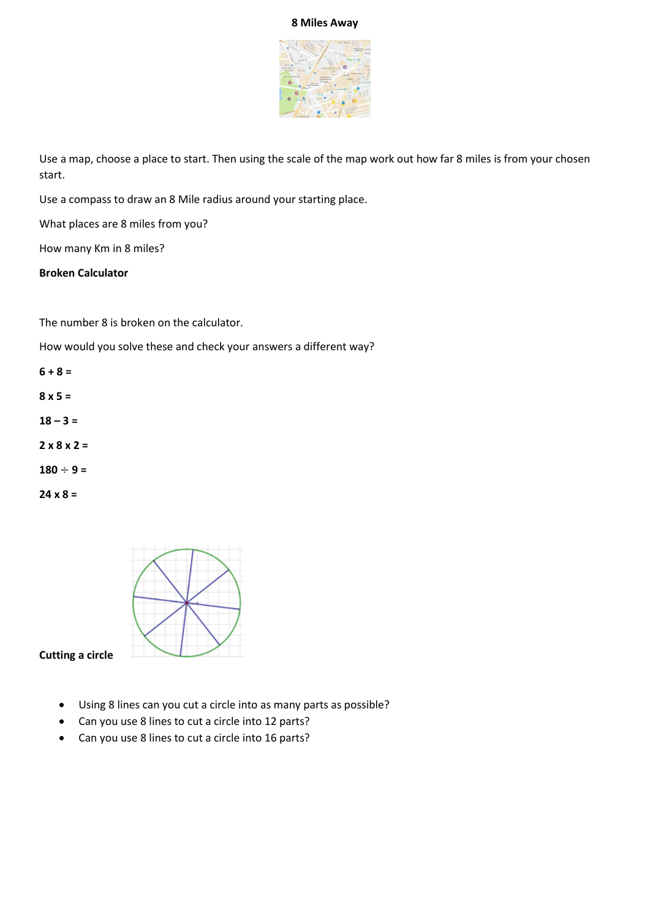# 8 Miles Away

Use a map, choose a place to start. Then using the scale of the map work out how far 8 miles is from your chosen start.

Use a compass to draw an 8 Mile radius around your starting place.

What places are 8 miles from you?

How many Km in 8 miles?

**Broken Calculator**

The number 8 is broken on the calculator.

How would you solve these and check your answers a different way?

**6 + 8 =**

**8 x 5 =**

**18 – 3 =**

**2 x 8 x 2 =**

**180 ÷ 9 =**

**24 x 8 =**

**Cutting a circle**

- Using 8 lines can you cut a circle into as many parts as possible?
- Can you use 8 lines to cut a circle into 12 parts?
- Can you use 8 lines to cut a circle into 16 parts?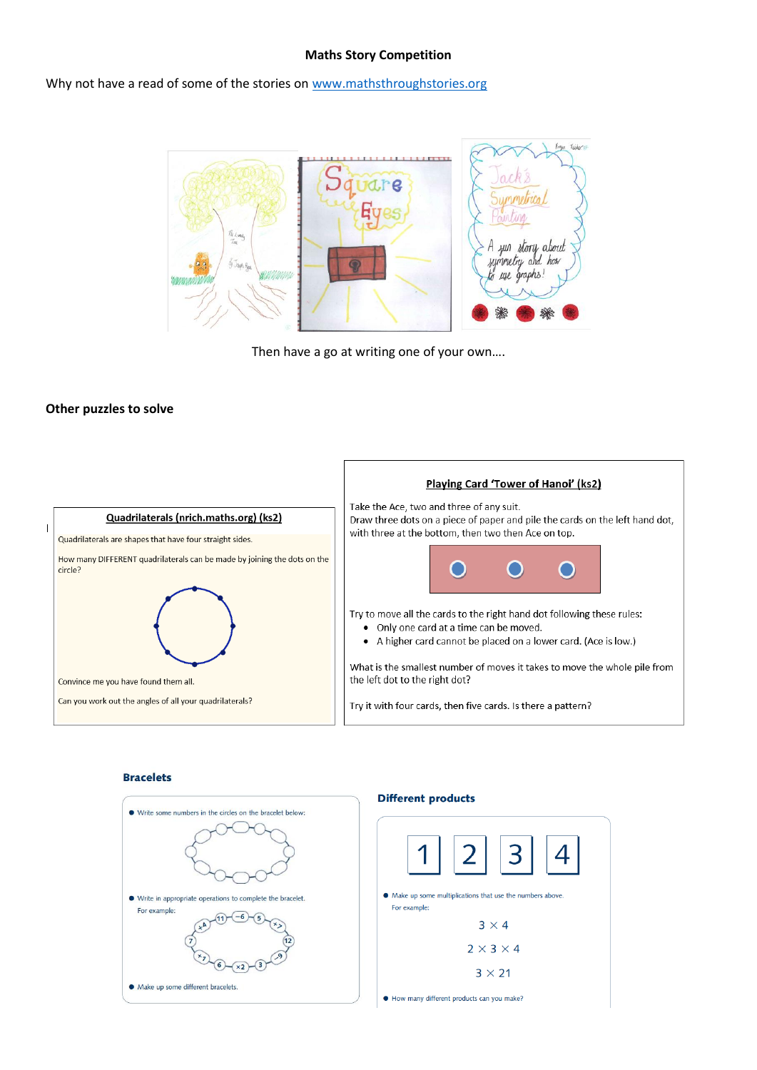**Maths Story Competition**

Why not have a read of some of the stories on [www.mathsthroughstories.org](http://www.mathsthroughstories.org)

Then have a go at writing one of your own….

**Other puzzles to solve**

### Quadrilaterals (nrich.maths.org) (ks2)

Quadrilaterals are shapes that have four straight sides.

How many DIFFERENT quadrilaterals can be made by joining the dots on the circle?

Convince me you have found them all.

Can you work out the angles of all your quadrilaterals?

### Playing Card 'Tower of Hanoi' (ks2)

Take the Ace, two and three of any suit.

Draw three dots on a piece of paper and pile the cards on the left hand dot, with three at the bottom, then two then Ace on top.

Try to move all the cards to the right hand dot following these rules:

- Only one card at a time can be moved.
- A higher card cannot be placed on a lower card. (Ace is low.)

What is the smallest number of moves it takes to move the whole pile from the left dot to the right dot?

Try it with four cards, then five cards. Is there a pattern?

### Bracelets

- Write some numbers in the circles on the bracelet below:
- Write in appropriate operations to complete the bracelet.

  For example:
- Make up some different bracelets.

### Different products

1 2 3 4

- Make up some multiplications that use the numbers above.

  For example:

  $3 \times 4$

  $2 \times 3 \times 4$

  $3 \times 21$
- How many different products can you make?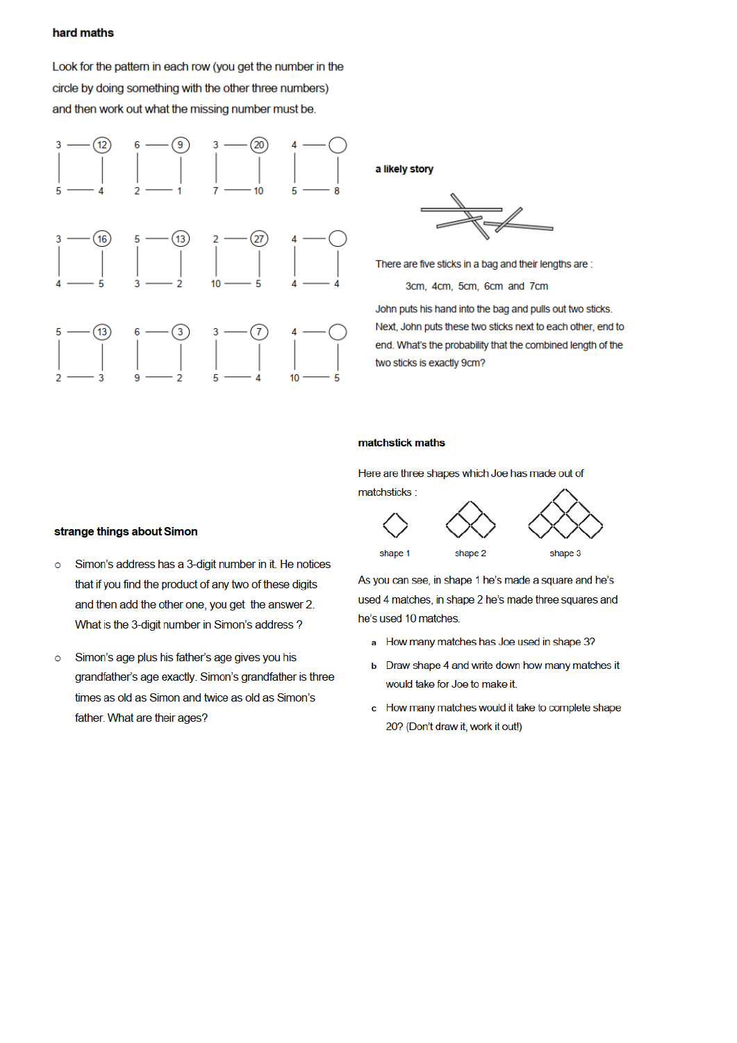**hard maths**

Look for the pattern in each row (you get the number in the circle by doing something with the other three numbers) and then work out what the missing number must be.

| Top-left | Circle | Bottom-left | Bottom-right |
|---|---|---|---|
| 3 | 12 | 5 | 4 |
| 6 | 9 | 2 | 1 |
| 3 | 20 | 7 | 10 |
| 4 | ? | 5 | 8 |

| Top-left | Circle | Bottom-left | Bottom-right |
|---|---|---|---|
| 3 | 16 | 4 | 5 |
| 5 | 13 | 3 | 2 |
| 2 | 27 | 10 | 5 |
| 4 | ? | 4 | 4 |

| Top-left | Circle | Bottom-left | Bottom-right |
|---|---|---|---|
| 5 | 13 | 2 | 3 |
| 6 | 3 | 9 | 2 |
| 3 | 7 | 5 | 4 |
| 4 | ? | 10 | 5 |

**a likely story**

There are five sticks in a bag and their lengths are :

3cm, 4cm, 5cm, 6cm and 7cm

John puts his hand into the bag and pulls out two sticks. Next, John puts these two sticks next to each other, end to end. What's the probability that the combined length of the two sticks is exactly 9cm?

**matchstick maths**

Here are three shapes which Joe has made out of matchsticks :

shape 1 shape 2 shape 3

As you can see, in shape 1 he's made a square and he's used 4 matches, in shape 2 he's made three squares and he's used 10 matches.

a How many matches has Joe used in shape 3?

b Draw shape 4 and write down how many matches it would take for Joe to make it.

c How many matches would it take to complete shape 20? (Don't draw it, work it out!)

**strange things about Simon**

- Simon's address has a 3-digit number in it. He notices that if you find the product of any two of these digits and then add the other one, you get the answer 2. What is the 3-digit number in Simon's address ?

- Simon's age plus his father's age gives you his grandfather's age exactly. Simon's grandfather is three times as old as Simon and twice as old as Simon's father. What are their ages?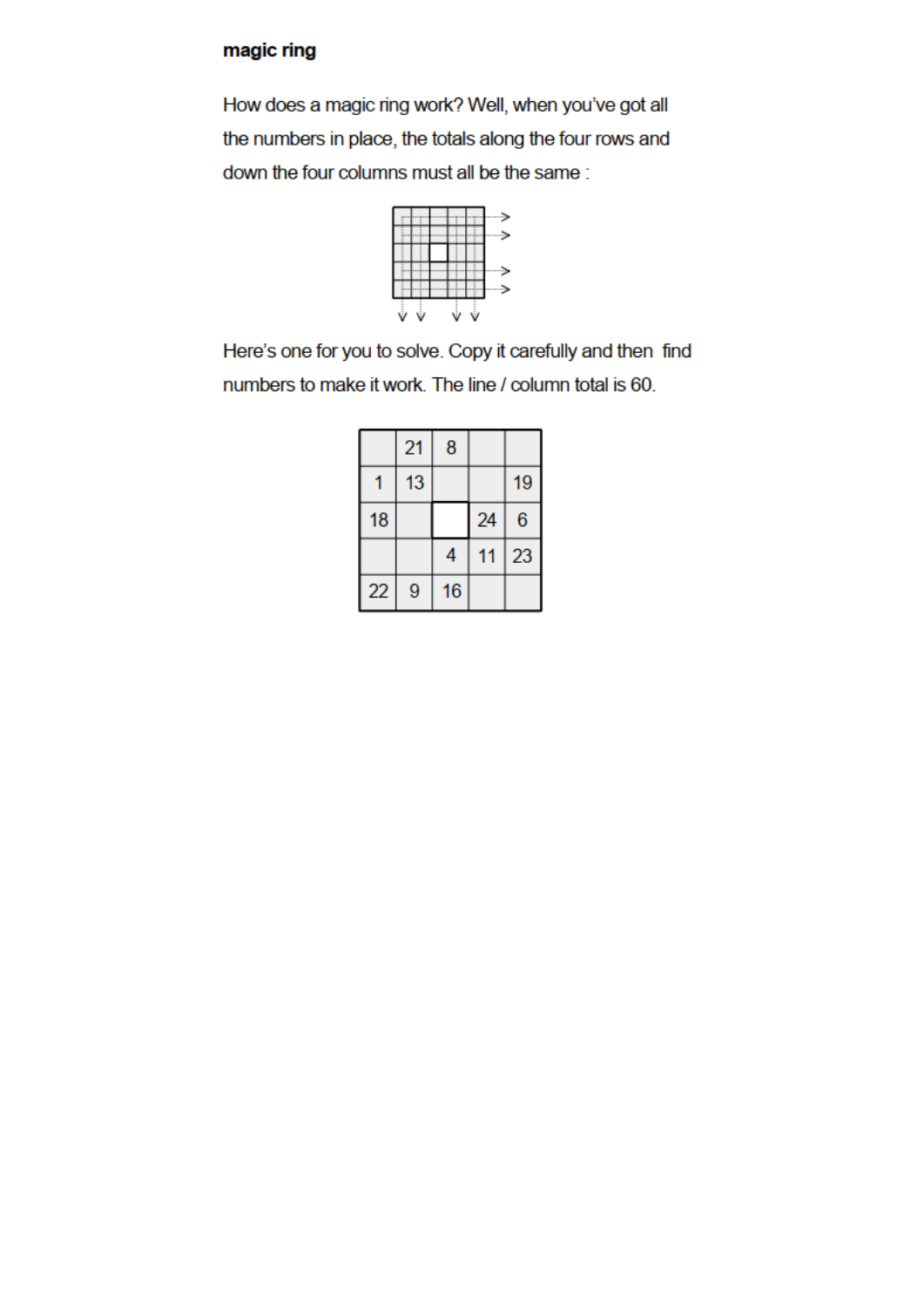**magic ring**

How does a magic ring work? Well, when you've got all the numbers in place, the totals along the four rows and down the four columns must all be the same :

Here's one for you to solve. Copy it carefully and then find numbers to make it work. The line / column total is 60.

| | | | | |
|---|---|---|---|---|
| | 21 | 8 | | |
| 1 | 13 | | | 19 |
| 18 | | | 24 | 6 |
| | | 4 | 11 | 23 |
| 22 | 9 | 16 | | |